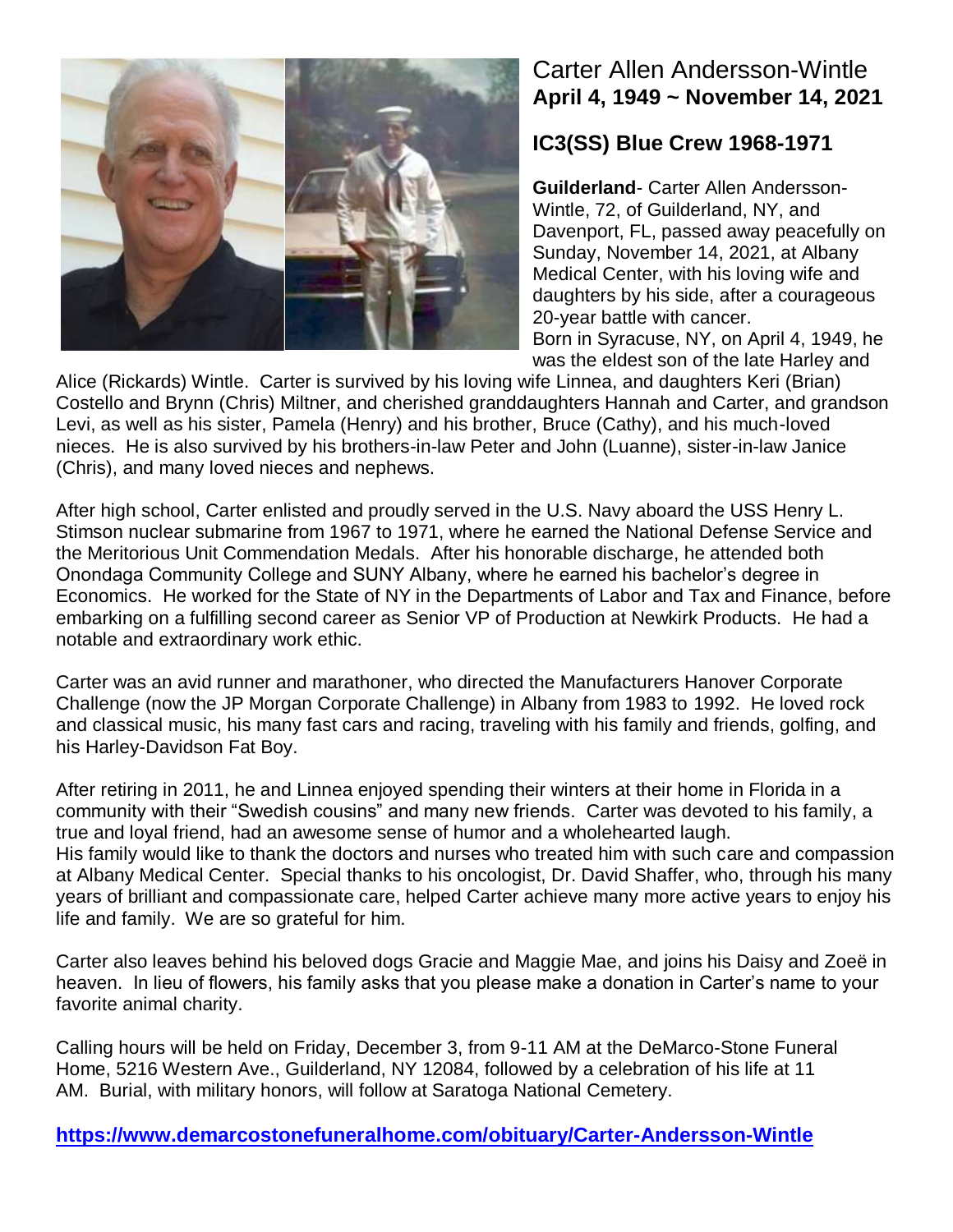# Carter Allen Andersson-Wintle

**April 4, 1949 ~ November 14, 2021**

## IC3(SS) Blue Crew 1968-1971

**Guilderland**- Carter Allen Andersson-Wintle, 72, of Guilderland, NY, and Davenport, FL, passed away peacefully on Sunday, November 14, 2021, at Albany Medical Center, with his loving wife and daughters by his side, after a courageous 20-year battle with cancer.
Born in Syracuse, NY, on April 4, 1949, he was the eldest son of the late Harley and Alice (Rickards) Wintle. Carter is survived by his loving wife Linnea, and daughters Keri (Brian) Costello and Brynn (Chris) Miltner, and cherished granddaughters Hannah and Carter, and grandson Levi, as well as his sister, Pamela (Henry) and his brother, Bruce (Cathy), and his much-loved nieces. He is also survived by his brothers-in-law Peter and John (Luanne), sister-in-law Janice (Chris), and many loved nieces and nephews.

After high school, Carter enlisted and proudly served in the U.S. Navy aboard the USS Henry L. Stimson nuclear submarine from 1967 to 1971, where he earned the National Defense Service and the Meritorious Unit Commendation Medals. After his honorable discharge, he attended both Onondaga Community College and SUNY Albany, where he earned his bachelor's degree in Economics. He worked for the State of NY in the Departments of Labor and Tax and Finance, before embarking on a fulfilling second career as Senior VP of Production at Newkirk Products. He had a notable and extraordinary work ethic.

Carter was an avid runner and marathoner, who directed the Manufacturers Hanover Corporate Challenge (now the JP Morgan Corporate Challenge) in Albany from 1983 to 1992. He loved rock and classical music, his many fast cars and racing, traveling with his family and friends, golfing, and his Harley-Davidson Fat Boy.

After retiring in 2011, he and Linnea enjoyed spending their winters at their home in Florida in a community with their "Swedish cousins" and many new friends. Carter was devoted to his family, a true and loyal friend, had an awesome sense of humor and a wholehearted laugh.
His family would like to thank the doctors and nurses who treated him with such care and compassion at Albany Medical Center. Special thanks to his oncologist, Dr. David Shaffer, who, through his many years of brilliant and compassionate care, helped Carter achieve many more active years to enjoy his life and family. We are so grateful for him.

Carter also leaves behind his beloved dogs Gracie and Maggie Mae, and joins his Daisy and Zoeë in heaven. In lieu of flowers, his family asks that you please make a donation in Carter's name to your favorite animal charity.

Calling hours will be held on Friday, December 3, from 9-11 AM at the DeMarco-Stone Funeral Home, 5216 Western Ave., Guilderland, NY 12084, followed by a celebration of his life at 11 AM. Burial, with military honors, will follow at Saratoga National Cemetery.

**https://www.demarcostonefuneralhome.com/obituary/Carter-Andersson-Wintle**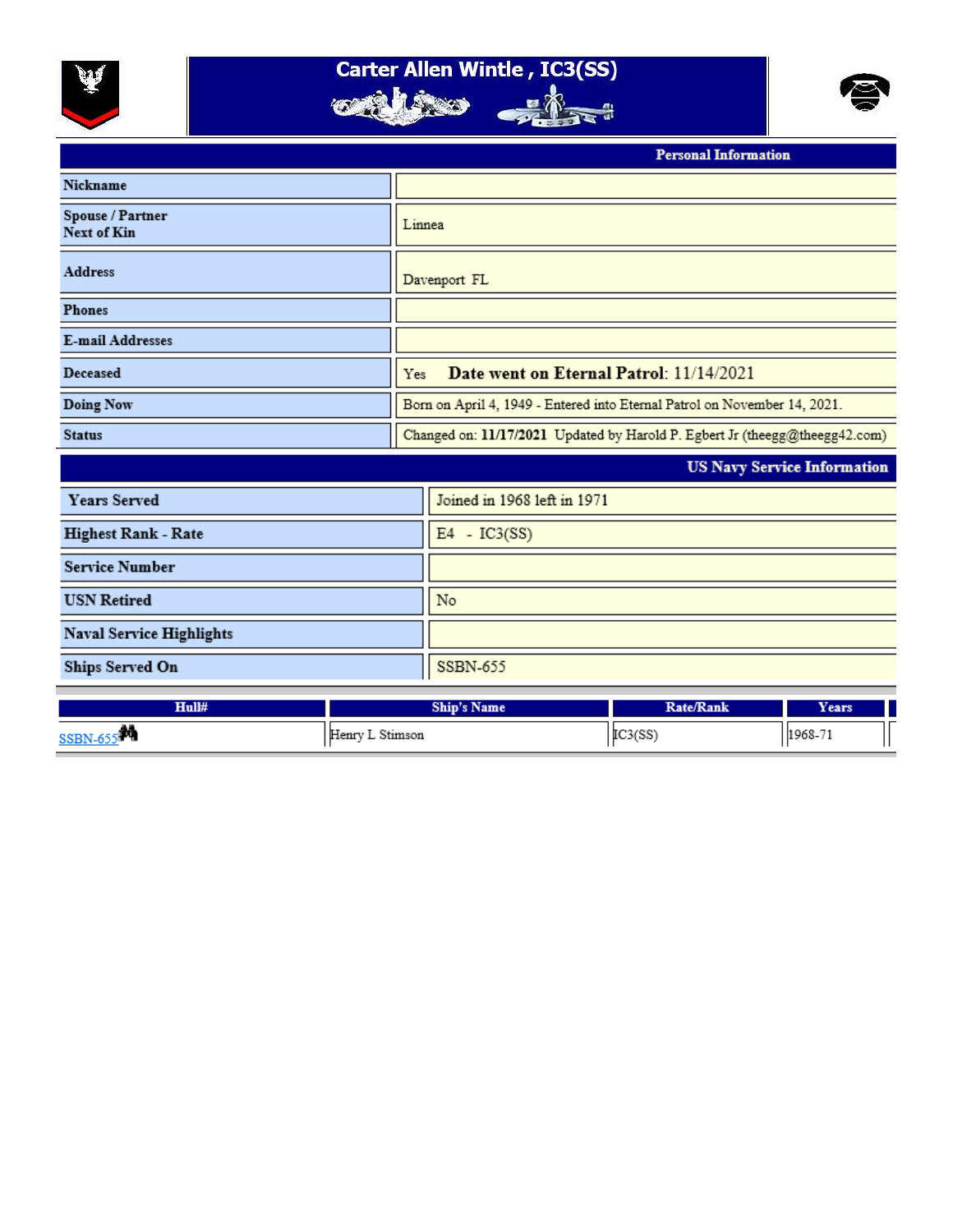# Carter Allen Wintle , IC3(SS)

## Personal Information

| | |
|---|---|
| Nickname | |
| Spouse / Partner Next of Kin | Linnea |
| Address | Davenport FL |
| Phones | |
| E-mail Addresses | |
| Deceased | Yes **Date went on Eternal Patrol**: 11/14/2021 |
| Doing Now | Born on April 4, 1949 - Entered into Eternal Patrol on November 14, 2021. |
| Status | Changed on: **11/17/2021** Updated by Harold P. Egbert Jr (theegg@theegg42.com) |

## US Navy Service Information

| | |
|---|---|
| Years Served | Joined in 1968 left in 1971 |
| Highest Rank - Rate | E4 - IC3(SS) |
| Service Number | |
| USN Retired | No |
| Naval Service Highlights | |
| Ships Served On | SSBN-655 |

| Hull# | Ship's Name | Rate/Rank | Years |
|---|---|---|---|
| SSBN-655 | Henry L Stimson | IC3(SS) | 1968-71 |